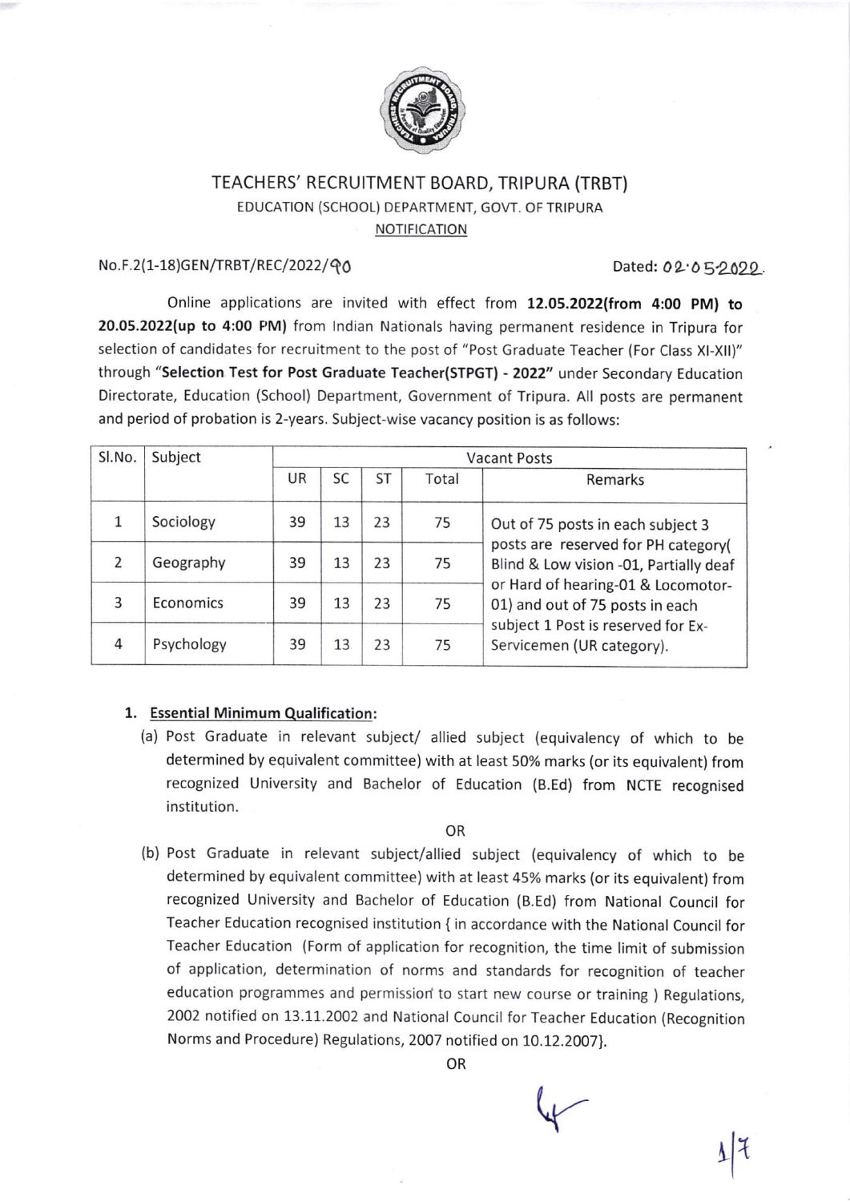# TEACHERS' RECRUITMENT BOARD, TRIPURA (TRBT)

EDUCATION (SCHOOL) DEPARTMENT, GOVT. OF TRIPURA

NOTIFICATION

No.F.2(1-18)GEN/TRBT/REC/2022/90 Dated: 02.05.2022.

Online applications are invited with effect from **12.05.2022(from 4:00 PM) to 20.05.2022(up to 4:00 PM)** from Indian Nationals having permanent residence in Tripura for selection of candidates for recruitment to the post of "Post Graduate Teacher (For Class XI-XII)" through "**Selection Test for Post Graduate Teacher(STPGT) - 2022**" under Secondary Education Directorate, Education (School) Department, Government of Tripura. All posts are permanent and period of probation is 2-years. Subject-wise vacancy position is as follows:

| Sl.No. | Subject | Vacant Posts | | | | |
|---|---|---|---|---|---|---|
| | | UR | SC | ST | Total | Remarks |
| 1 | Sociology | 39 | 13 | 23 | 75 | Out of 75 posts in each subject 3 posts are reserved for PH category( Blind & Low vision -01, Partially deaf or Hard of hearing-01 & Locomotor-01) and out of 75 posts in each subject 1 Post is reserved for Ex-Servicemen (UR category). |
| 2 | Geography | 39 | 13 | 23 | 75 | |
| 3 | Economics | 39 | 13 | 23 | 75 | |
| 4 | Psychology | 39 | 13 | 23 | 75 | |

1. **Essential Minimum Qualification:**

   (a) Post Graduate in relevant subject/ allied subject (equivalency of which to be determined by equivalent committee) with at least 50% marks (or its equivalent) from recognized University and Bachelor of Education (B.Ed) from NCTE recognised institution.

   OR

   (b) Post Graduate in relevant subject/allied subject (equivalency of which to be determined by equivalent committee) with at least 45% marks (or its equivalent) from recognized University and Bachelor of Education (B.Ed) from National Council for Teacher Education recognised institution { in accordance with the National Council for Teacher Education (Form of application for recognition, the time limit of submission of application, determination of norms and standards for recognition of teacher education programmes and permission to start new course or training ) Regulations, 2002 notified on 13.11.2002 and National Council for Teacher Education (Recognition Norms and Procedure) Regulations, 2007 notified on 10.12.2007}.

   OR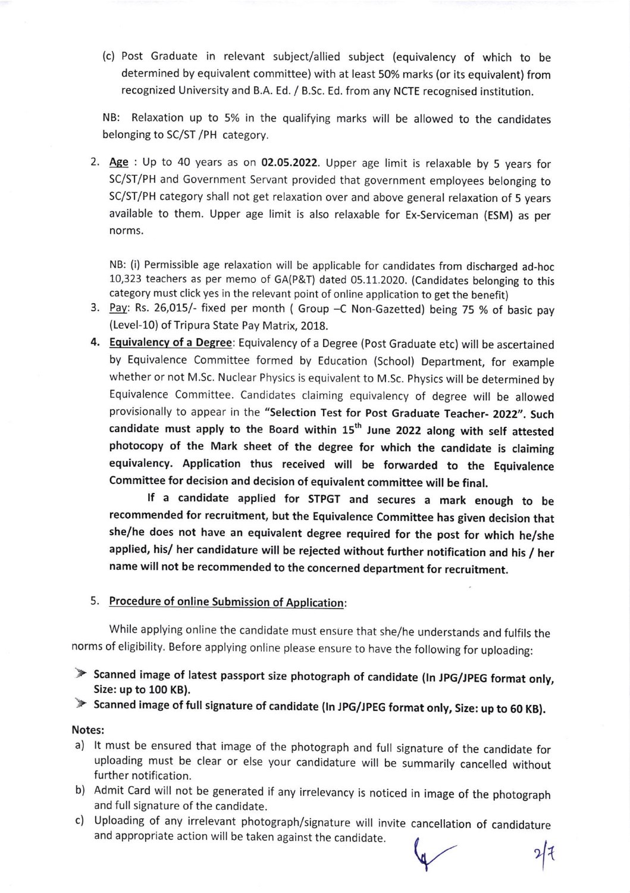(c) Post Graduate in relevant subject/allied subject (equivalency of which to be determined by equivalent committee) with at least 50% marks (or its equivalent) from recognized University and B.A. Ed. / B.Sc. Ed. from any NCTE recognised institution.

NB: Relaxation up to 5% in the qualifying marks will be allowed to the candidates belonging to SC/ST /PH category.

2. <u>Age</u> : Up to 40 years as on **02.05.2022**. Upper age limit is relaxable by 5 years for SC/ST/PH and Government Servant provided that government employees belonging to SC/ST/PH category shall not get relaxation over and above general relaxation of 5 years available to them. Upper age limit is also relaxable for Ex-Serviceman (ESM) as per norms.

   NB: (i) Permissible age relaxation will be applicable for candidates from discharged ad-hoc 10,323 teachers as per memo of GA(P&T) dated 05.11.2020. (Candidates belonging to this category must click yes in the relevant point of online application to get the benefit)

3. <u>Pay</u>: Rs. 26,015/- fixed per month ( Group –C Non-Gazetted) being 75 % of basic pay (Level-10) of Tripura State Pay Matrix, 2018.

4. **<u>Equivalency of a Degree</u>**: Equivalency of a Degree (Post Graduate etc) will be ascertained by Equivalence Committee formed by Education (School) Department, for example whether or not M.Sc. Nuclear Physics is equivalent to M.Sc. Physics will be determined by Equivalence Committee. Candidates claiming equivalency of degree will be allowed provisionally to appear in the **"Selection Test for Post Graduate Teacher- 2022". Such candidate must apply to the Board within 15th June 2022 along with self attested photocopy of the Mark sheet of the degree for which the candidate is claiming equivalency. Application thus received will be forwarded to the Equivalence Committee for decision and decision of equivalent committee will be final.**

   **If a candidate applied for STPGT and secures a mark enough to be recommended for recruitment, but the Equivalence Committee has given decision that she/he does not have an equivalent degree required for the post for which he/she applied, his/ her candidature will be rejected without further notification and his / her name will not be recommended to the concerned department for recruitment.**

5. <u>Procedure of online Submission of Application</u>:

While applying online the candidate must ensure that she/he understands and fulfils the norms of eligibility. Before applying online please ensure to have the following for uploading:

- **Scanned image of latest passport size photograph of candidate (In JPG/JPEG format only, Size: up to 100 KB).**
- **Scanned image of full signature of candidate (In JPG/JPEG format only, Size: up to 60 KB).**

**Notes:**

a) It must be ensured that image of the photograph and full signature of the candidate for uploading must be clear or else your candidature will be summarily cancelled without further notification.

b) Admit Card will not be generated if any irrelevancy is noticed in image of the photograph and full signature of the candidate.

c) Uploading of any irrelevant photograph/signature will invite cancellation of candidature and appropriate action will be taken against the candidate.